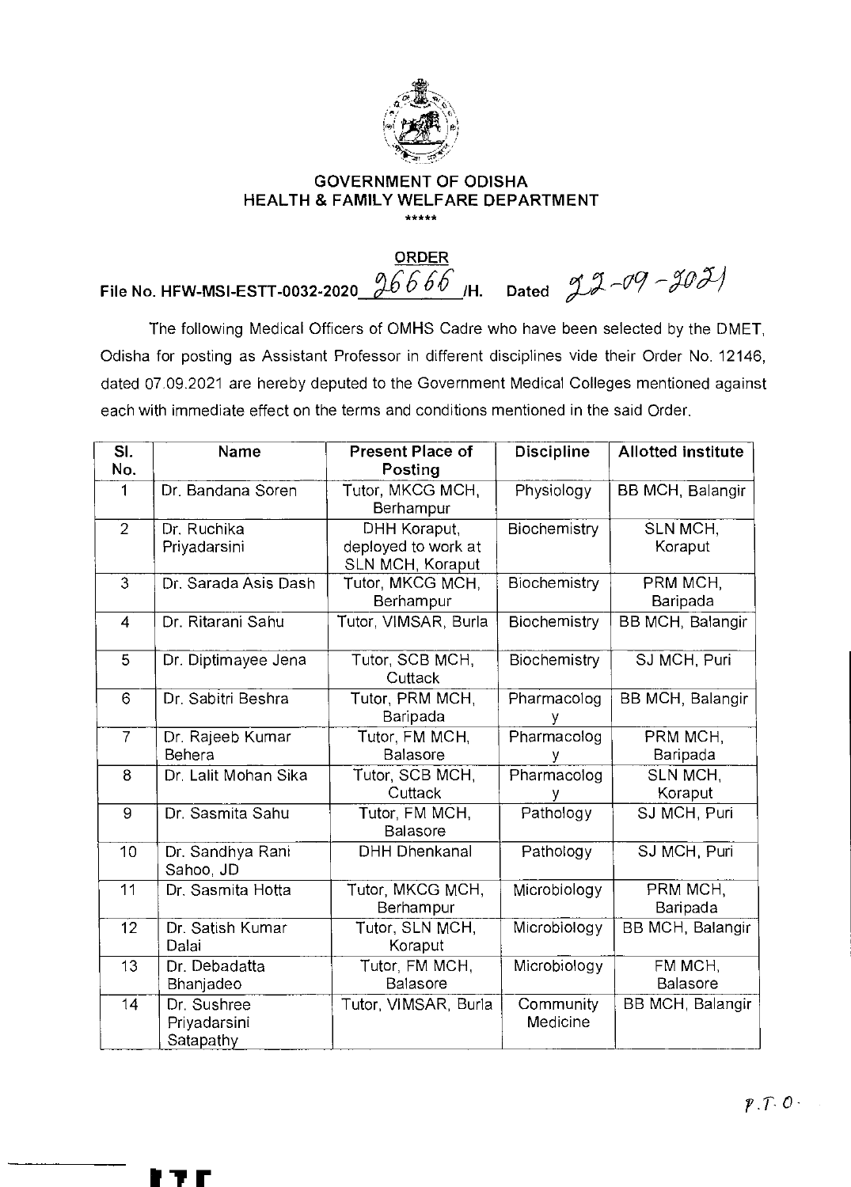# GOVERNMENT OF ODISHA
## HEALTH & FAMILY WELFARE DEPARTMENT

\*\*\*\*\*

### ORDER

File No. HFW-MSI-ESTT-0032-2020 26666 /H. Dated 22-09-2021

The following Medical Officers of OMHS Cadre who have been selected by the DMET, Odisha for posting as Assistant Professor in different disciplines vide their Order No. 12146, dated 07.09.2021 are hereby deputed to the Government Medical Colleges mentioned against each with immediate effect on the terms and conditions mentioned in the said Order.

| Sl. No. | Name | Present Place of Posting | Discipline | Allotted institute |
|---|---|---|---|---|
| 1 | Dr. Bandana Soren | Tutor, MKCG MCH, Berhampur | Physiology | BB MCH, Balangir |
| 2 | Dr. Ruchika Priyadarsini | DHH Koraput, deployed to work at SLN MCH, Koraput | Biochemistry | SLN MCH, Koraput |
| 3 | Dr. Sarada Asis Dash | Tutor, MKCG MCH, Berhampur | Biochemistry | PRM MCH, Baripada |
| 4 | Dr. Ritarani Sahu | Tutor, VIMSAR, Burla | Biochemistry | BB MCH, Balangir |
| 5 | Dr. Diptimayee Jena | Tutor, SCB MCH, Cuttack | Biochemistry | SJ MCH, Puri |
| 6 | Dr. Sabitri Beshra | Tutor, PRM MCH, Baripada | Pharmacology | BB MCH, Balangir |
| 7 | Dr. Rajeeb Kumar Behera | Tutor, FM MCH, Balasore | Pharmacology | PRM MCH, Baripada |
| 8 | Dr. Lalit Mohan Sika | Tutor, SCB MCH, Cuttack | Pharmacology | SLN MCH, Koraput |
| 9 | Dr. Sasmita Sahu | Tutor, FM MCH, Balasore | Pathology | SJ MCH, Puri |
| 10 | Dr. Sandhya Rani Sahoo, JD | DHH Dhenkanal | Pathology | SJ MCH, Puri |
| 11 | Dr. Sasmita Hotta | Tutor, MKCG MCH, Berhampur | Microbiology | PRM MCH, Baripada |
| 12 | Dr. Satish Kumar Dalai | Tutor, SLN MCH, Koraput | Microbiology | BB MCH, Balangir |
| 13 | Dr. Debadatta Bhanjadeo | Tutor, FM MCH, Balasore | Microbiology | FM MCH, Balasore |
| 14 | Dr. Sushree Priyadarsini Satapathy | Tutor, VIMSAR, Burla | Community Medicine | BB MCH, Balangir |

P.T.O.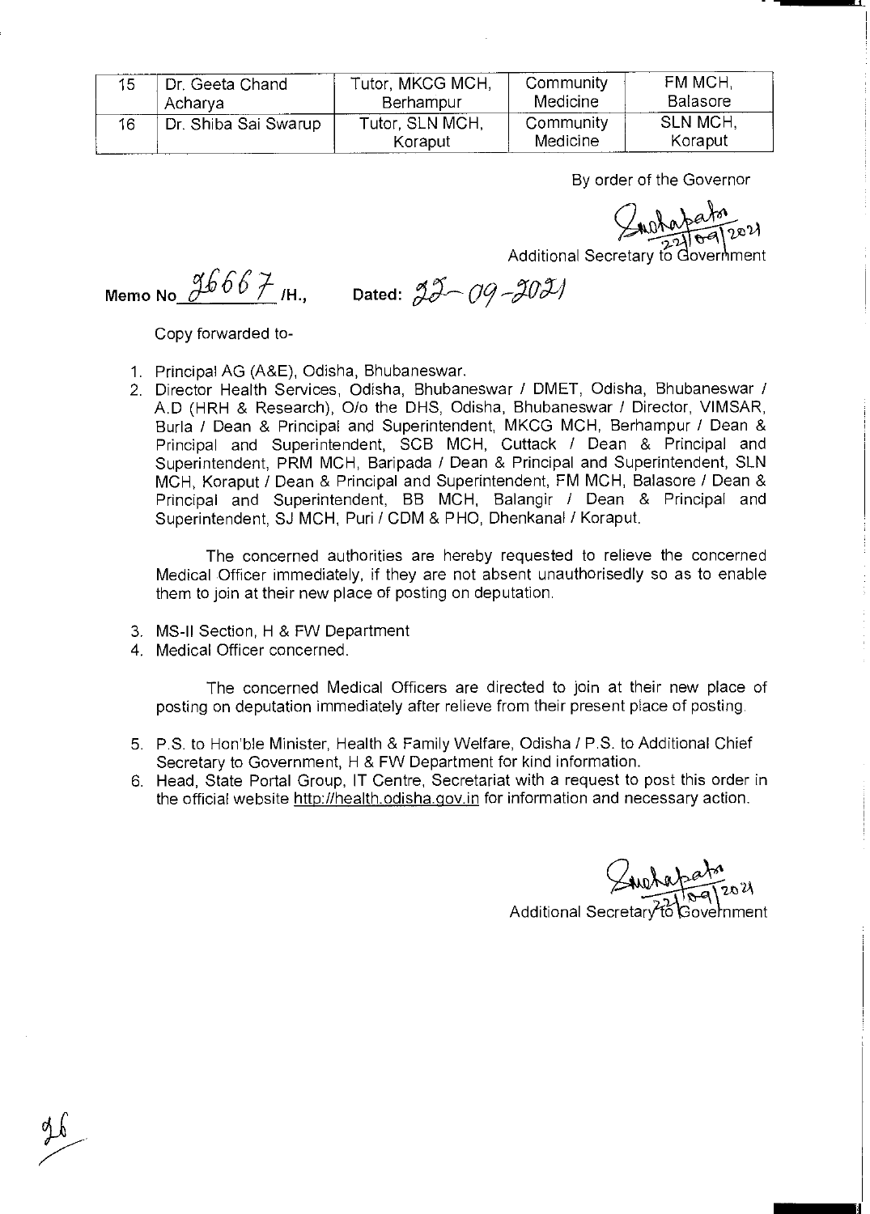| | | | | |
|---|---|---|---|---|
| 15 | Dr. Geeta Chand Acharya | Tutor, MKCG MCH, Berhampur | Community Medicine | FM MCH, Balasore |
| 16 | Dr. Shiba Sai Swarup | Tutor, SLN MCH, Koraput | Community Medicine | SLN MCH, Koraput |

By order of the Governor

Additional Secretary to Government

Memo No 26667 /H., Dated: 22-09-2021

Copy forwarded to-

1. Principal AG (A&E), Odisha, Bhubaneswar.
2. Director Health Services, Odisha, Bhubaneswar / DMET, Odisha, Bhubaneswar / A.D (HRH & Research), O/o the DHS, Odisha, Bhubaneswar / Director, VIMSAR, Burla / Dean & Principal and Superintendent, MKCG MCH, Berhampur / Dean & Principal and Superintendent, SCB MCH, Cuttack / Dean & Principal and Superintendent, PRM MCH, Baripada / Dean & Principal and Superintendent, SLN MCH, Koraput / Dean & Principal and Superintendent, FM MCH, Balasore / Dean & Principal and Superintendent, BB MCH, Balangir / Dean & Principal and Superintendent, SJ MCH, Puri / CDM & PHO, Dhenkanal / Koraput.

   The concerned authorities are hereby requested to relieve the concerned Medical Officer immediately, if they are not absent unauthorisedly so as to enable them to join at their new place of posting on deputation.

3. MS-II Section, H & FW Department
4. Medical Officer concerned.

   The concerned Medical Officers are directed to join at their new place of posting on deputation immediately after relieve from their present place of posting.

5. P.S. to Hon'ble Minister, Health & Family Welfare, Odisha / P.S. to Additional Chief Secretary to Government, H & FW Department for kind information.
6. Head, State Portal Group, IT Centre, Secretariat with a request to post this order in the official website http://health.odisha.gov.in for information and necessary action.

Additional Secretary to Government